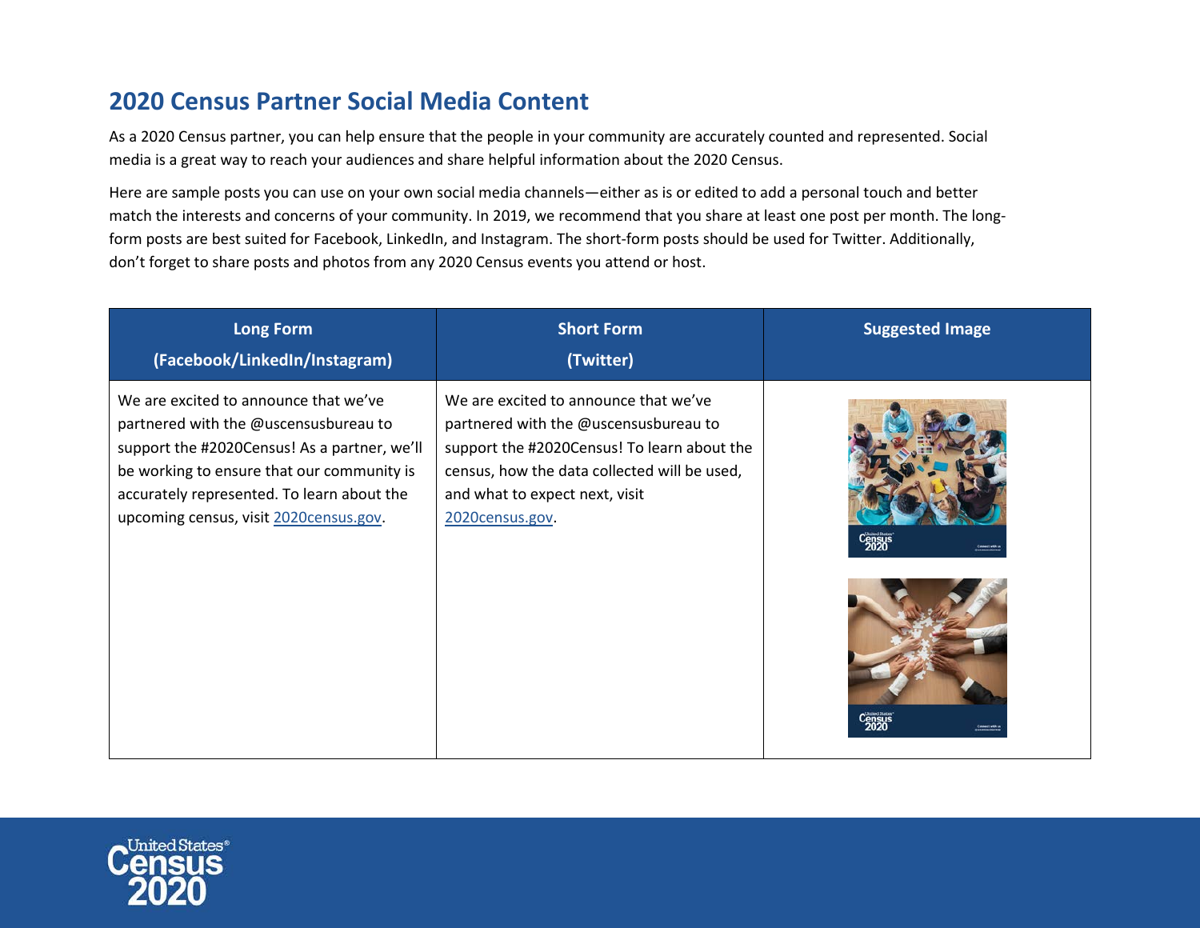# 2020 Census Partner Social Media Content

As a 2020 Census partner, you can help ensure that the people in your community are accurately counted and represented. Social media is a great way to reach your audiences and share helpful information about the 2020 Census.

Here are sample posts you can use on your own social media channels—either as is or edited to add a personal touch and better match the interests and concerns of your community. In 2019, we recommend that you share at least one post per month. The long-form posts are best suited for Facebook, LinkedIn, and Instagram. The short-form posts should be used for Twitter. Additionally, don't forget to share posts and photos from any 2020 Census events you attend or host.

| Long Form (Facebook/LinkedIn/Instagram) | Short Form (Twitter) | Suggested Image |
|---|---|---|
| We are excited to announce that we've partnered with the @uscensusbureau to support the #2020Census! As a partner, we'll be working to ensure that our community is accurately represented. To learn about the upcoming census, visit 2020census.gov. | We are excited to announce that we've partnered with the @uscensusbureau to support the #2020Census! To learn about the census, how the data collected will be used, and what to expect next, visit 2020census.gov. | |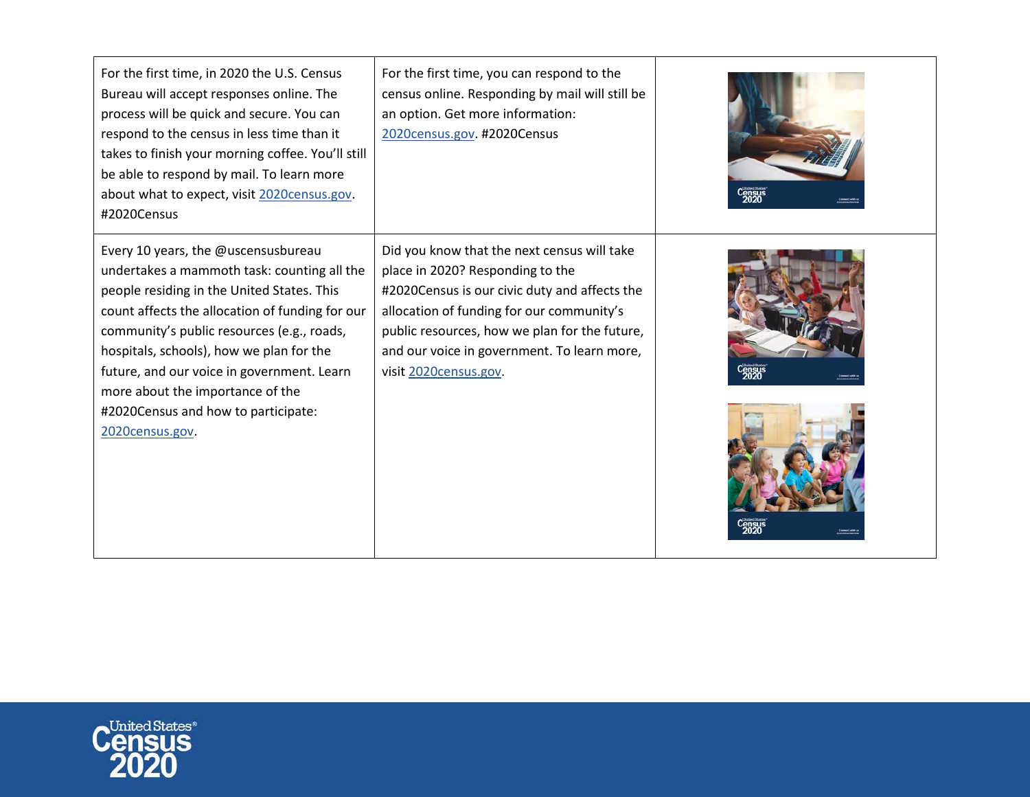| | | |
|---|---|---|
| For the first time, in 2020 the U.S. Census Bureau will accept responses online. The process will be quick and secure. You can respond to the census in less time than it takes to finish your morning coffee. You'll still be able to respond by mail. To learn more about what to expect, visit 2020census.gov. #2020Census | For the first time, you can respond to the census online. Responding by mail will still be an option. Get more information: 2020census.gov. #2020Census | |
| Every 10 years, the @uscensusbureau undertakes a mammoth task: counting all the people residing in the United States. This count affects the allocation of funding for our community's public resources (e.g., roads, hospitals, schools), how we plan for the future, and our voice in government. Learn more about the importance of the #2020Census and how to participate: 2020census.gov. | Did you know that the next census will take place in 2020? Responding to the #2020Census is our civic duty and affects the allocation of funding for our community's public resources, how we plan for the future, and our voice in government. To learn more, visit 2020census.gov. | |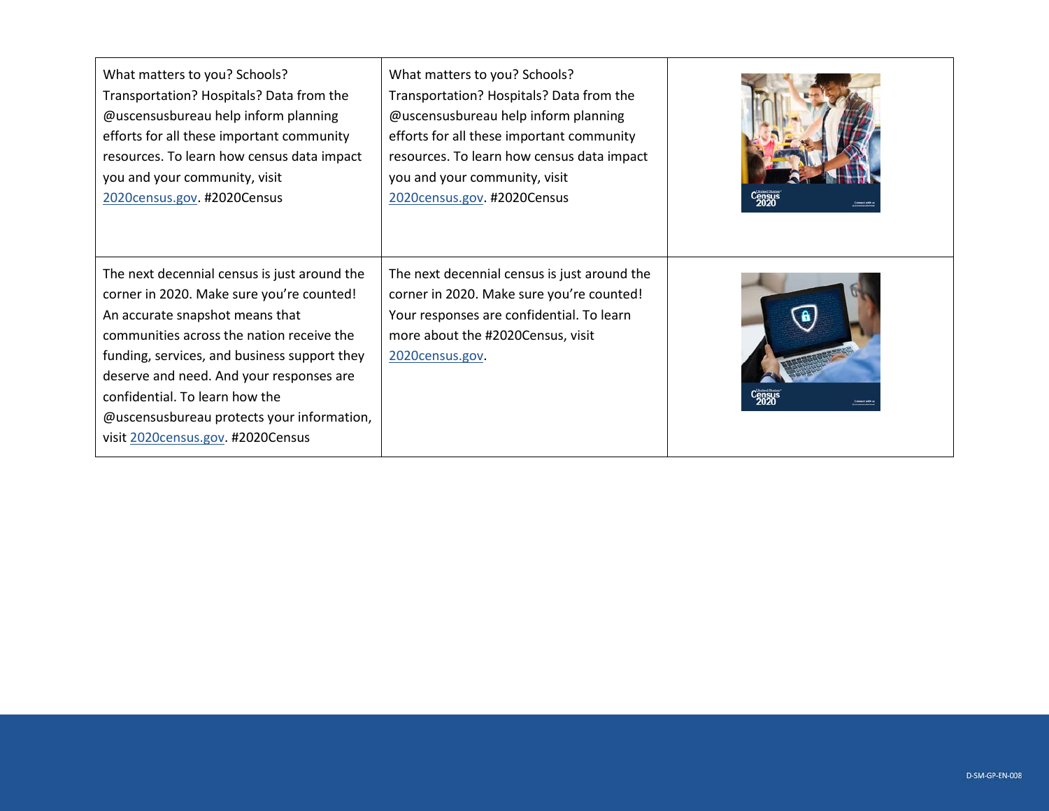| | | |
|---|---|---|
| What matters to you? Schools? Transportation? Hospitals? Data from the @uscensusbureau help inform planning efforts for all these important community resources. To learn how census data impact you and your community, visit 2020census.gov. #2020Census | What matters to you? Schools? Transportation? Hospitals? Data from the @uscensusbureau help inform planning efforts for all these important community resources. To learn how census data impact you and your community, visit 2020census.gov. #2020Census | |
| The next decennial census is just around the corner in 2020. Make sure you're counted! An accurate snapshot means that communities across the nation receive the funding, services, and business support they deserve and need. And your responses are confidential. To learn how the @uscensusbureau protects your information, visit 2020census.gov. #2020Census | The next decennial census is just around the corner in 2020. Make sure you're counted! Your responses are confidential. To learn more about the #2020Census, visit 2020census.gov. | |

D-SM-GP-EN-008